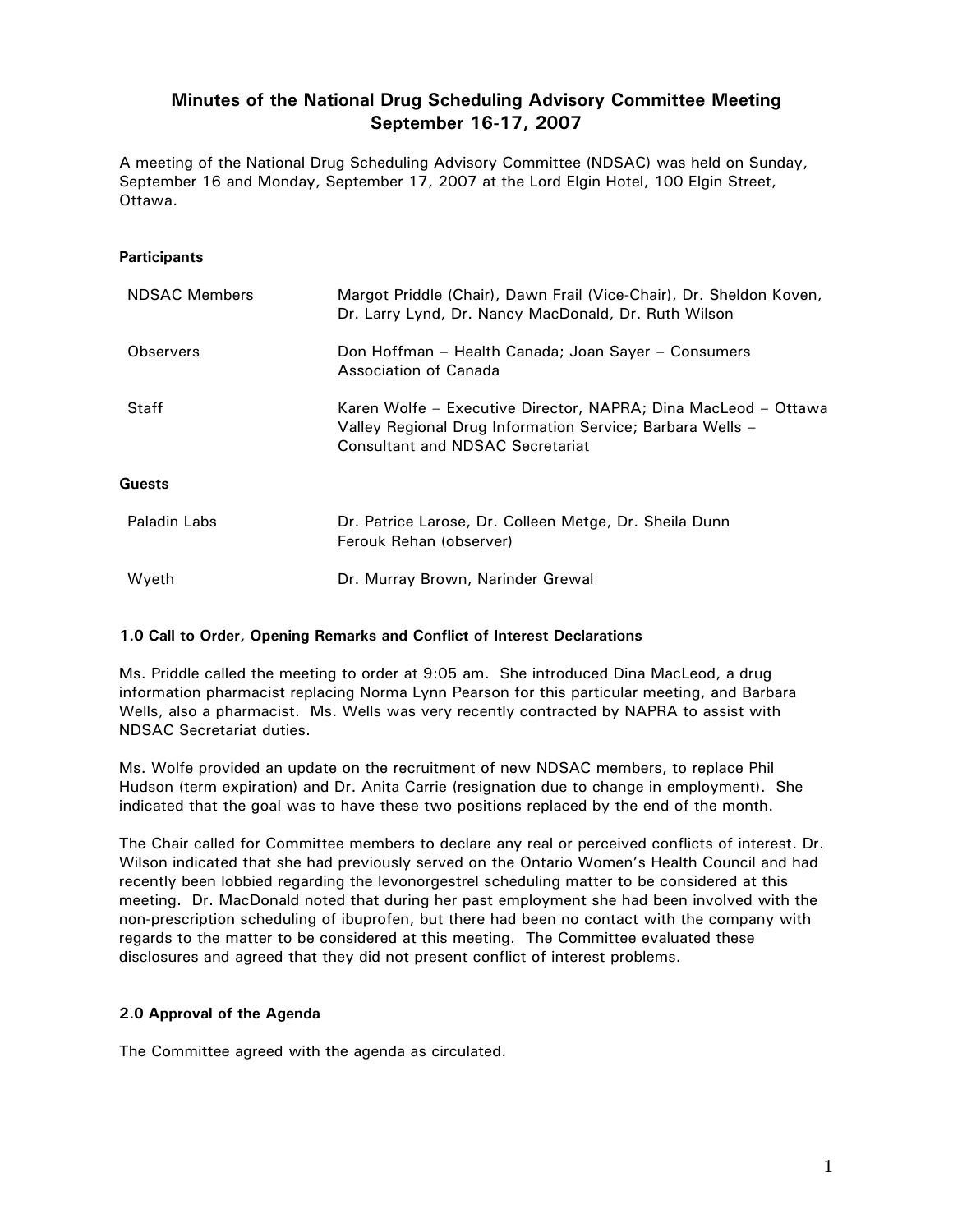# Minutes of the National Drug Scheduling Advisory Committee Meeting
## September 16-17, 2007

A meeting of the National Drug Scheduling Advisory Committee (NDSAC) was held on Sunday, September 16 and Monday, September 17, 2007 at the Lord Elgin Hotel, 100 Elgin Street, Ottawa.

**Participants**

| | |
|---|---|
| NDSAC Members | Margot Priddle (Chair), Dawn Frail (Vice-Chair), Dr. Sheldon Koven, Dr. Larry Lynd, Dr. Nancy MacDonald, Dr. Ruth Wilson |
| Observers | Don Hoffman – Health Canada; Joan Sayer – Consumers Association of Canada |
| Staff | Karen Wolfe – Executive Director, NAPRA; Dina MacLeod – Ottawa Valley Regional Drug Information Service; Barbara Wells – Consultant and NDSAC Secretariat |

**Guests**

| | |
|---|---|
| Paladin Labs | Dr. Patrice Larose, Dr. Colleen Metge, Dr. Sheila Dunn<br>Ferouk Rehan (observer) |
| Wyeth | Dr. Murray Brown, Narinder Grewal |

### 1.0 Call to Order, Opening Remarks and Conflict of Interest Declarations

Ms. Priddle called the meeting to order at 9:05 am. She introduced Dina MacLeod, a drug information pharmacist replacing Norma Lynn Pearson for this particular meeting, and Barbara Wells, also a pharmacist. Ms. Wells was very recently contracted by NAPRA to assist with NDSAC Secretariat duties.

Ms. Wolfe provided an update on the recruitment of new NDSAC members, to replace Phil Hudson (term expiration) and Dr. Anita Carrie (resignation due to change in employment). She indicated that the goal was to have these two positions replaced by the end of the month.

The Chair called for Committee members to declare any real or perceived conflicts of interest. Dr. Wilson indicated that she had previously served on the Ontario Women's Health Council and had recently been lobbied regarding the levonorgestrel scheduling matter to be considered at this meeting. Dr. MacDonald noted that during her past employment she had been involved with the non-prescription scheduling of ibuprofen, but there had been no contact with the company with regards to the matter to be considered at this meeting. The Committee evaluated these disclosures and agreed that they did not present conflict of interest problems.

### 2.0 Approval of the Agenda

The Committee agreed with the agenda as circulated.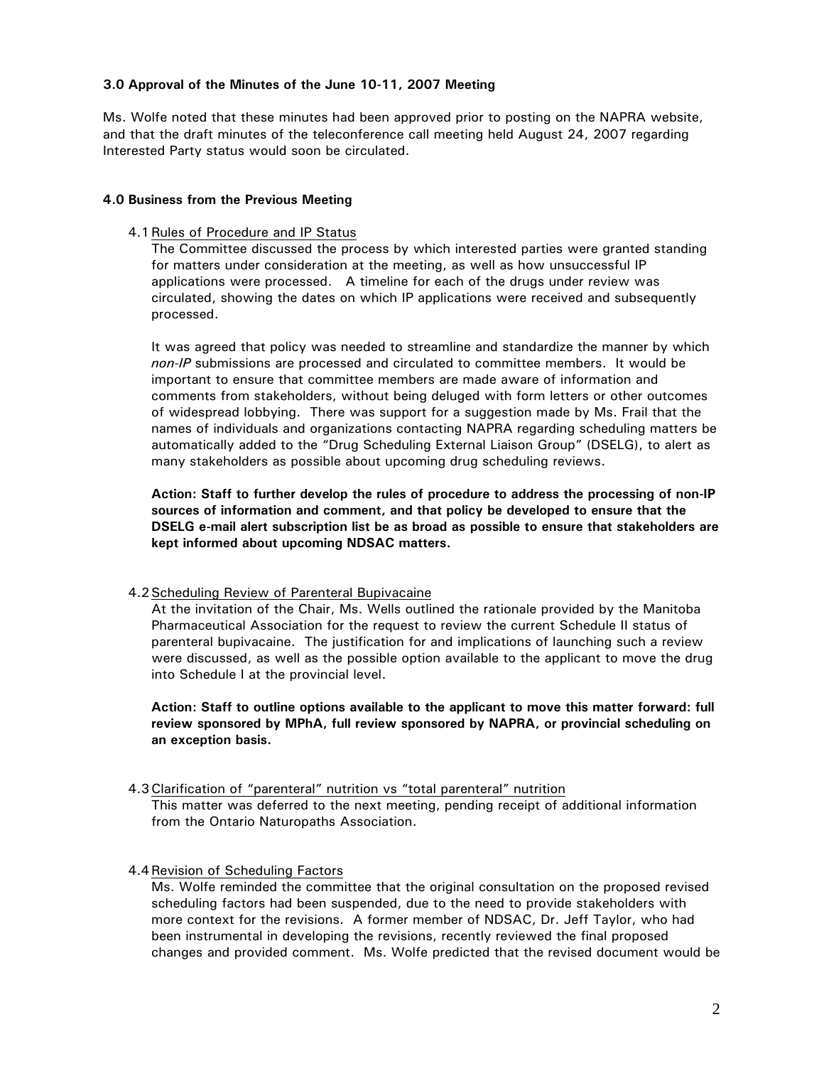**3.0 Approval of the Minutes of the June 10-11, 2007 Meeting**

Ms. Wolfe noted that these minutes had been approved prior to posting on the NAPRA website, and that the draft minutes of the teleconference call meeting held August 24, 2007 regarding Interested Party status would soon be circulated.

**4.0 Business from the Previous Meeting**

4.1 Rules of Procedure and IP Status

The Committee discussed the process by which interested parties were granted standing for matters under consideration at the meeting, as well as how unsuccessful IP applications were processed. A timeline for each of the drugs under review was circulated, showing the dates on which IP applications were received and subsequently processed.

It was agreed that policy was needed to streamline and standardize the manner by which *non-IP* submissions are processed and circulated to committee members. It would be important to ensure that committee members are made aware of information and comments from stakeholders, without being deluged with form letters or other outcomes of widespread lobbying. There was support for a suggestion made by Ms. Frail that the names of individuals and organizations contacting NAPRA regarding scheduling matters be automatically added to the "Drug Scheduling External Liaison Group" (DSELG), to alert as many stakeholders as possible about upcoming drug scheduling reviews.

**Action: Staff to further develop the rules of procedure to address the processing of non-IP sources of information and comment, and that policy be developed to ensure that the DSELG e-mail alert subscription list be as broad as possible to ensure that stakeholders are kept informed about upcoming NDSAC matters.**

4.2 Scheduling Review of Parenteral Bupivacaine

At the invitation of the Chair, Ms. Wells outlined the rationale provided by the Manitoba Pharmaceutical Association for the request to review the current Schedule II status of parenteral bupivacaine. The justification for and implications of launching such a review were discussed, as well as the possible option available to the applicant to move the drug into Schedule I at the provincial level.

**Action: Staff to outline options available to the applicant to move this matter forward: full review sponsored by MPhA, full review sponsored by NAPRA, or provincial scheduling on an exception basis.**

4.3 Clarification of "parenteral" nutrition vs "total parenteral" nutrition

This matter was deferred to the next meeting, pending receipt of additional information from the Ontario Naturopaths Association.

4.4 Revision of Scheduling Factors

Ms. Wolfe reminded the committee that the original consultation on the proposed revised scheduling factors had been suspended, due to the need to provide stakeholders with more context for the revisions. A former member of NDSAC, Dr. Jeff Taylor, who had been instrumental in developing the revisions, recently reviewed the final proposed changes and provided comment. Ms. Wolfe predicted that the revised document would be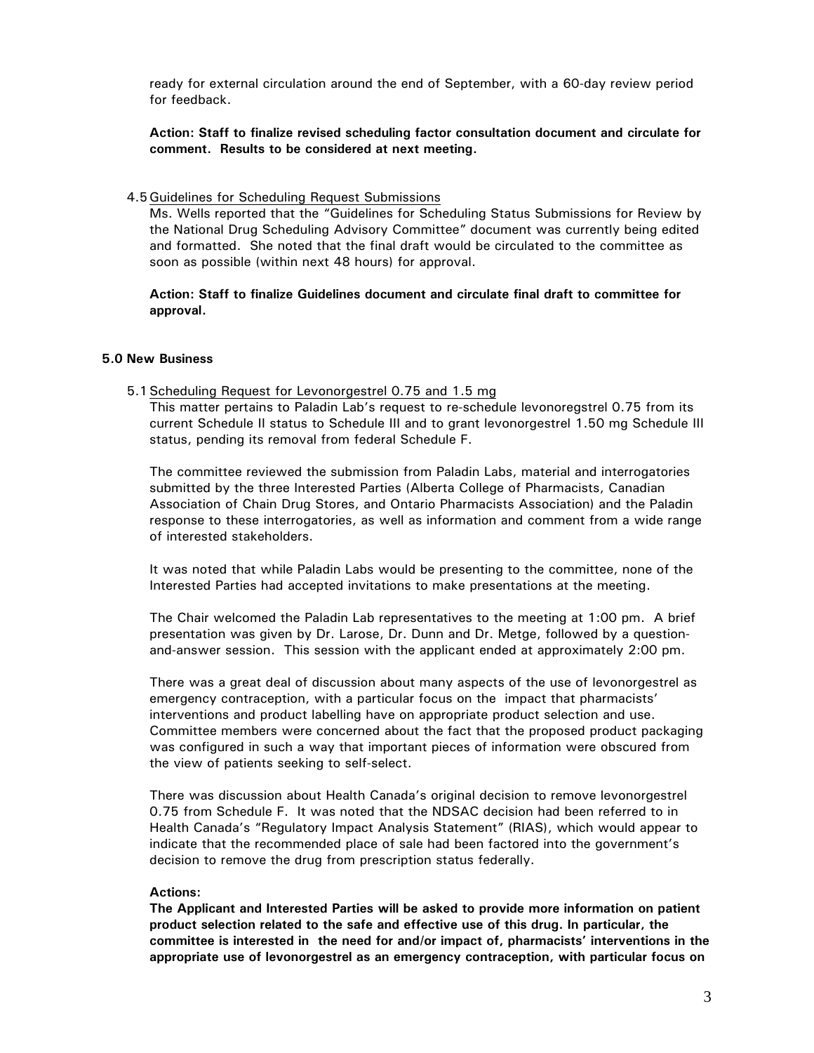ready for external circulation around the end of September, with a 60-day review period for feedback.

**Action: Staff to finalize revised scheduling factor consultation document and circulate for comment. Results to be considered at next meeting.**

4.5 Guidelines for Scheduling Request Submissions

Ms. Wells reported that the "Guidelines for Scheduling Status Submissions for Review by the National Drug Scheduling Advisory Committee" document was currently being edited and formatted. She noted that the final draft would be circulated to the committee as soon as possible (within next 48 hours) for approval.

**Action: Staff to finalize Guidelines document and circulate final draft to committee for approval.**

## 5.0 New Business

5.1 Scheduling Request for Levonorgestrel 0.75 and 1.5 mg

This matter pertains to Paladin Lab's request to re-schedule levonoregstrel 0.75 from its current Schedule II status to Schedule III and to grant levonorgestrel 1.50 mg Schedule III status, pending its removal from federal Schedule F.

The committee reviewed the submission from Paladin Labs, material and interrogatories submitted by the three Interested Parties (Alberta College of Pharmacists, Canadian Association of Chain Drug Stores, and Ontario Pharmacists Association) and the Paladin response to these interrogatories, as well as information and comment from a wide range of interested stakeholders.

It was noted that while Paladin Labs would be presenting to the committee, none of the Interested Parties had accepted invitations to make presentations at the meeting.

The Chair welcomed the Paladin Lab representatives to the meeting at 1:00 pm. A brief presentation was given by Dr. Larose, Dr. Dunn and Dr. Metge, followed by a question-and-answer session. This session with the applicant ended at approximately 2:00 pm.

There was a great deal of discussion about many aspects of the use of levonorgestrel as emergency contraception, with a particular focus on the impact that pharmacists' interventions and product labelling have on appropriate product selection and use. Committee members were concerned about the fact that the proposed product packaging was configured in such a way that important pieces of information were obscured from the view of patients seeking to self-select.

There was discussion about Health Canada's original decision to remove levonorgestrel 0.75 from Schedule F. It was noted that the NDSAC decision had been referred to in Health Canada's "Regulatory Impact Analysis Statement" (RIAS), which would appear to indicate that the recommended place of sale had been factored into the government's decision to remove the drug from prescription status federally.

**Actions:**

**The Applicant and Interested Parties will be asked to provide more information on patient product selection related to the safe and effective use of this drug. In particular, the committee is interested in the need for and/or impact of, pharmacists' interventions in the appropriate use of levonorgestrel as an emergency contraception, with particular focus on**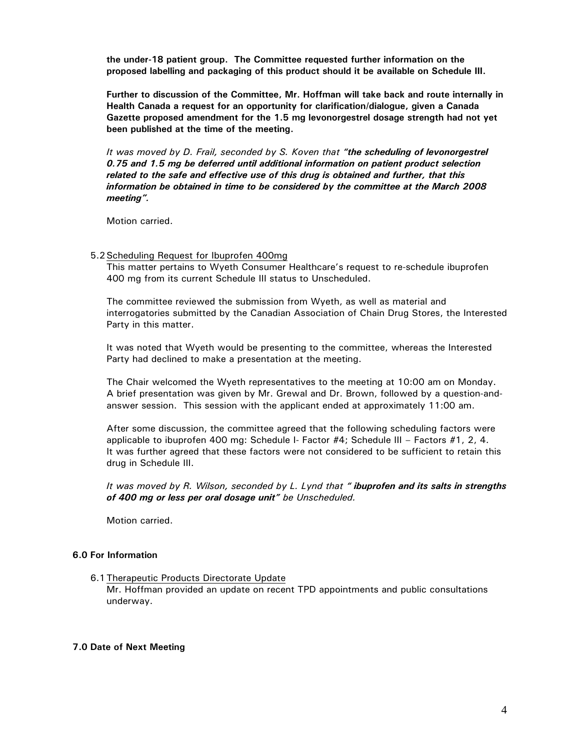**the under-18 patient group. The Committee requested further information on the proposed labelling and packaging of this product should it be available on Schedule III.**

**Further to discussion of the Committee, Mr. Hoffman will take back and route internally in Health Canada a request for an opportunity for clarification/dialogue, given a Canada Gazette proposed amendment for the 1.5 mg levonorgestrel dosage strength had not yet been published at the time of the meeting.**

*It was moved by D. Frail, seconded by S. Koven that **"the scheduling of levonorgestrel 0.75 and 1.5 mg be deferred until additional information on patient product selection related to the safe and effective use of this drug is obtained and further, that this information be obtained in time to be considered by the committee at the March 2008 meeting".***

Motion carried.

5.2 Scheduling Request for Ibuprofen 400mg

This matter pertains to Wyeth Consumer Healthcare's request to re-schedule ibuprofen 400 mg from its current Schedule III status to Unscheduled.

The committee reviewed the submission from Wyeth, as well as material and interrogatories submitted by the Canadian Association of Chain Drug Stores, the Interested Party in this matter.

It was noted that Wyeth would be presenting to the committee, whereas the Interested Party had declined to make a presentation at the meeting.

The Chair welcomed the Wyeth representatives to the meeting at 10:00 am on Monday. A brief presentation was given by Mr. Grewal and Dr. Brown, followed by a question-and-answer session. This session with the applicant ended at approximately 11:00 am.

After some discussion, the committee agreed that the following scheduling factors were applicable to ibuprofen 400 mg: Schedule I- Factor #4; Schedule III – Factors #1, 2, 4. It was further agreed that these factors were not considered to be sufficient to retain this drug in Schedule III.

*It was moved by R. Wilson, seconded by L. Lynd that **" ibuprofen and its salts in strengths of 400 mg or less per oral dosage unit"** be Unscheduled.*

Motion carried.

## 6.0 For Information

6.1 Therapeutic Products Directorate Update

Mr. Hoffman provided an update on recent TPD appointments and public consultations underway.

## 7.0 Date of Next Meeting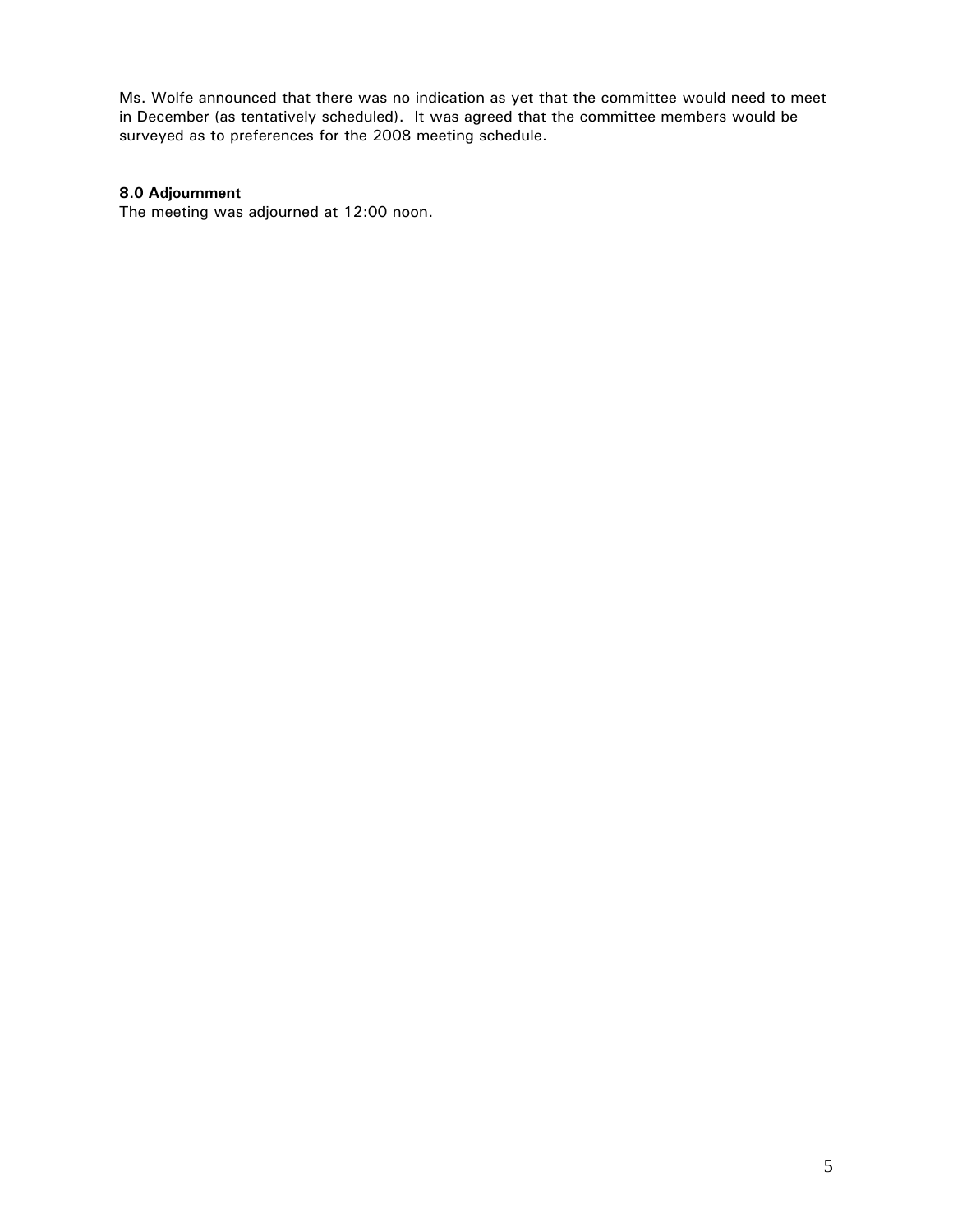Ms. Wolfe announced that there was no indication as yet that the committee would need to meet in December (as tentatively scheduled). It was agreed that the committee members would be surveyed as to preferences for the 2008 meeting schedule.

**8.0 Adjournment**

The meeting was adjourned at 12:00 noon.